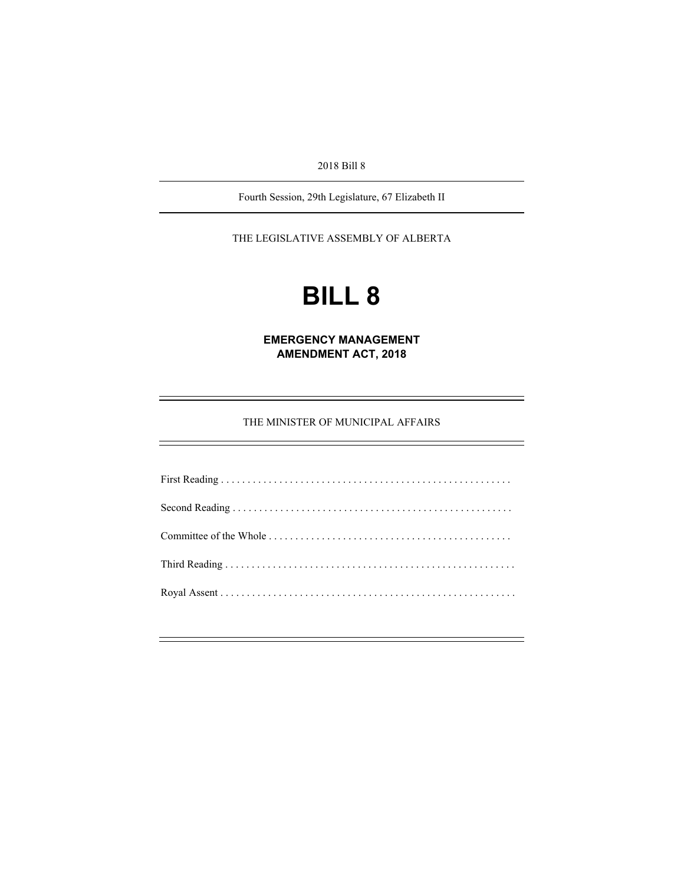2018 Bill 8

Fourth Session, 29th Legislature, 67 Elizabeth II

THE LEGISLATIVE ASSEMBLY OF ALBERTA

# BILL 8

## EMERGENCY MANAGEMENT AMENDMENT ACT, 2018

THE MINISTER OF MUNICIPAL AFFAIRS

First Reading . . . . . . . . . . . . . . . . . . . . . . . . . . . . . . . . . . . . . . . . . . . . . . . . . . . . . . .

Second Reading . . . . . . . . . . . . . . . . . . . . . . . . . . . . . . . . . . . . . . . . . . . . . . . . . . . . .

Committee of the Whole . . . . . . . . . . . . . . . . . . . . . . . . . . . . . . . . . . . . . . . . . . . . .

Third Reading . . . . . . . . . . . . . . . . . . . . . . . . . . . . . . . . . . . . . . . . . . . . . . . . . . . . . . .

Royal Assent . . . . . . . . . . . . . . . . . . . . . . . . . . . . . . . . . . . . . . . . . . . . . . . . . . . . . . . .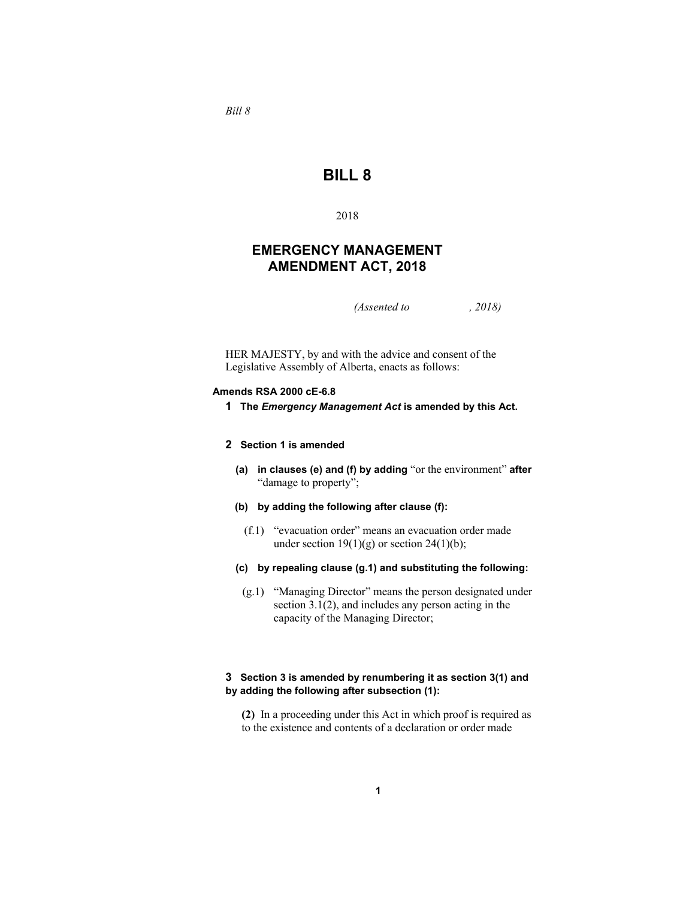*Bill 8*

# BILL 8

2018

## EMERGENCY MANAGEMENT AMENDMENT ACT, 2018

*(Assented to , 2018)*

HER MAJESTY, by and with the advice and consent of the Legislative Assembly of Alberta, enacts as follows:

**Amends RSA 2000 cE-6.8**

**1 The *Emergency Management Act* is amended by this Act.**

**2 Section 1 is amended**

**(a) in clauses (e) and (f) by adding** "or the environment" **after** "damage to property";

**(b) by adding the following after clause (f):**

(f.1) "evacuation order" means an evacuation order made under section 19(1)(g) or section 24(1)(b);

**(c) by repealing clause (g.1) and substituting the following:**

(g.1) "Managing Director" means the person designated under section 3.1(2), and includes any person acting in the capacity of the Managing Director;

**3 Section 3 is amended by renumbering it as section 3(1) and by adding the following after subsection (1):**

**(2)** In a proceeding under this Act in which proof is required as to the existence and contents of a declaration or order made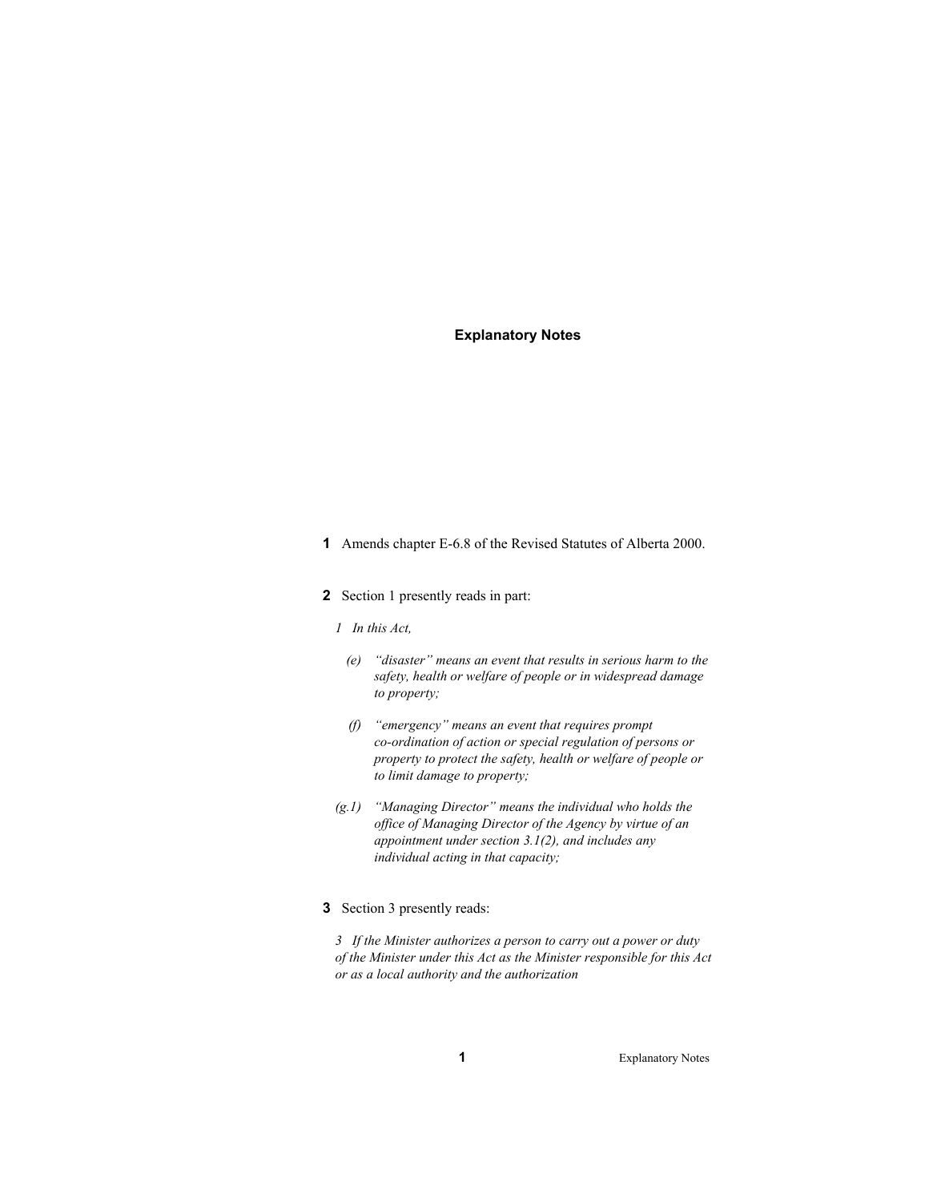# Explanatory Notes

**1** Amends chapter E-6.8 of the Revised Statutes of Alberta 2000.

**2** Section 1 presently reads in part:

*1 In this Act,*

*(e) "disaster" means an event that results in serious harm to the safety, health or welfare of people or in widespread damage to property;*

*(f) "emergency" means an event that requires prompt co-ordination of action or special regulation of persons or property to protect the safety, health or welfare of people or to limit damage to property;*

*(g.1) "Managing Director" means the individual who holds the office of Managing Director of the Agency by virtue of an appointment under section 3.1(2), and includes any individual acting in that capacity;*

**3** Section 3 presently reads:

*3 If the Minister authorizes a person to carry out a power or duty of the Minister under this Act as the Minister responsible for this Act or as a local authority and the authorization*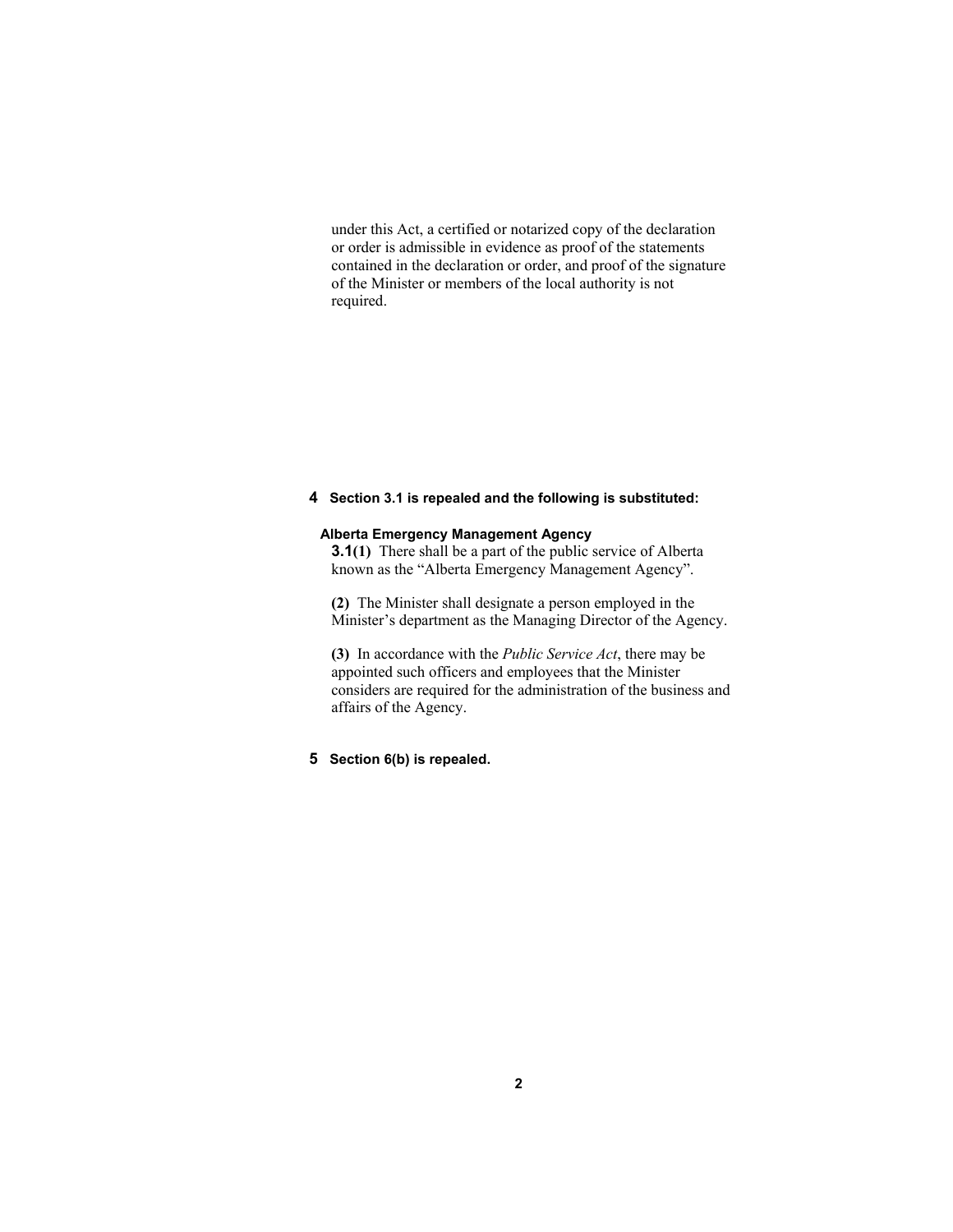under this Act, a certified or notarized copy of the declaration or order is admissible in evidence as proof of the statements contained in the declaration or order, and proof of the signature of the Minister or members of the local authority is not required.

**4 Section 3.1 is repealed and the following is substituted:**

**Alberta Emergency Management Agency**

**3.1(1)** There shall be a part of the public service of Alberta known as the "Alberta Emergency Management Agency".

**(2)** The Minister shall designate a person employed in the Minister's department as the Managing Director of the Agency.

**(3)** In accordance with the *Public Service Act*, there may be appointed such officers and employees that the Minister considers are required for the administration of the business and affairs of the Agency.

**5 Section 6(b) is repealed.**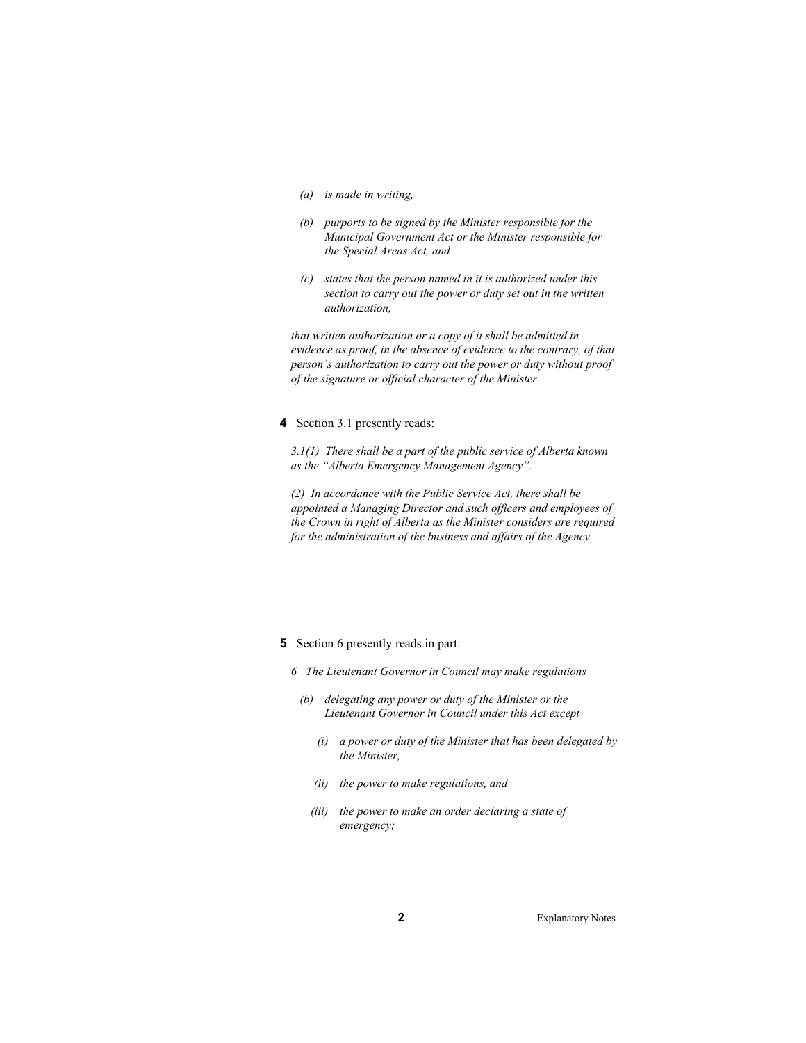*(a) is made in writing,*

*(b) purports to be signed by the Minister responsible for the Municipal Government Act or the Minister responsible for the Special Areas Act, and*

*(c) states that the person named in it is authorized under this section to carry out the power or duty set out in the written authorization,*

*that written authorization or a copy of it shall be admitted in evidence as proof, in the absence of evidence to the contrary, of that person's authorization to carry out the power or duty without proof of the signature or official character of the Minister.*

**4** Section 3.1 presently reads:

*3.1(1) There shall be a part of the public service of Alberta known as the "Alberta Emergency Management Agency".*

*(2) In accordance with the Public Service Act, there shall be appointed a Managing Director and such officers and employees of the Crown in right of Alberta as the Minister considers are required for the administration of the business and affairs of the Agency.*

**5** Section 6 presently reads in part:

*6 The Lieutenant Governor in Council may make regulations*

*(b) delegating any power or duty of the Minister or the Lieutenant Governor in Council under this Act except*

*(i) a power or duty of the Minister that has been delegated by the Minister,*

*(ii) the power to make regulations, and*

*(iii) the power to make an order declaring a state of emergency;*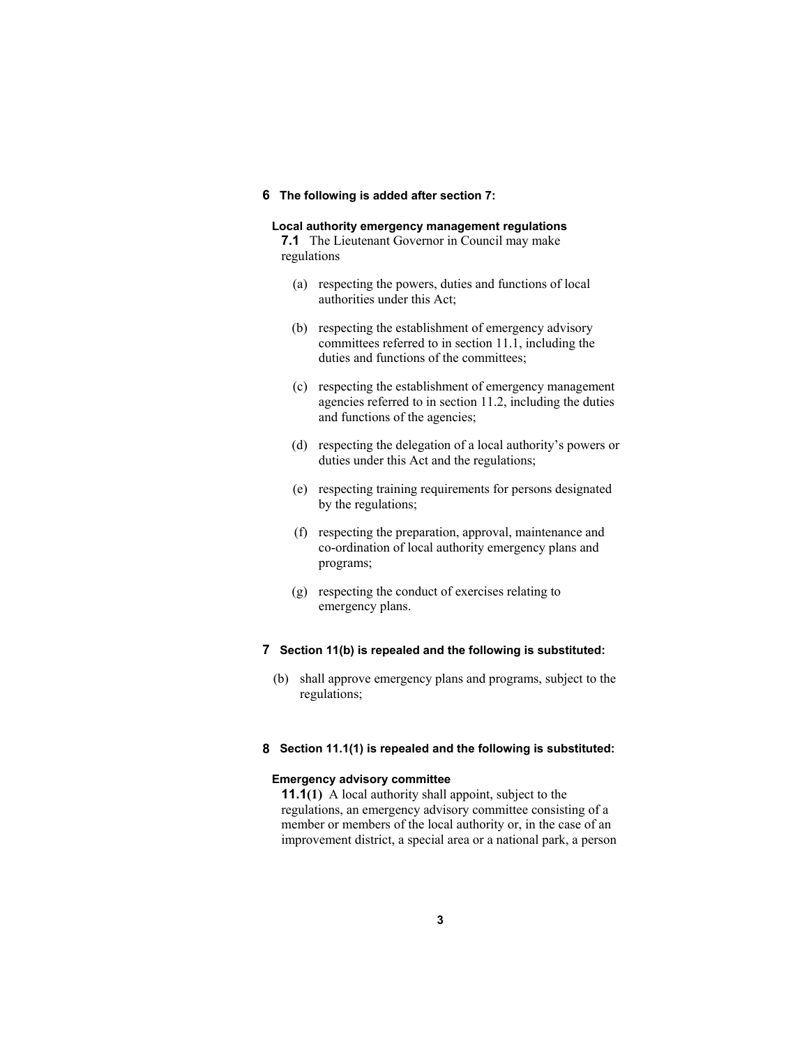**6 The following is added after section 7:**

**Local authority emergency management regulations**

**7.1** The Lieutenant Governor in Council may make regulations

(a) respecting the powers, duties and functions of local authorities under this Act;

(b) respecting the establishment of emergency advisory committees referred to in section 11.1, including the duties and functions of the committees;

(c) respecting the establishment of emergency management agencies referred to in section 11.2, including the duties and functions of the agencies;

(d) respecting the delegation of a local authority's powers or duties under this Act and the regulations;

(e) respecting training requirements for persons designated by the regulations;

(f) respecting the preparation, approval, maintenance and co-ordination of local authority emergency plans and programs;

(g) respecting the conduct of exercises relating to emergency plans.

**7 Section 11(b) is repealed and the following is substituted:**

(b) shall approve emergency plans and programs, subject to the regulations;

**8 Section 11.1(1) is repealed and the following is substituted:**

**Emergency advisory committee**

**11.1(1)** A local authority shall appoint, subject to the regulations, an emergency advisory committee consisting of a member or members of the local authority or, in the case of an improvement district, a special area or a national park, a person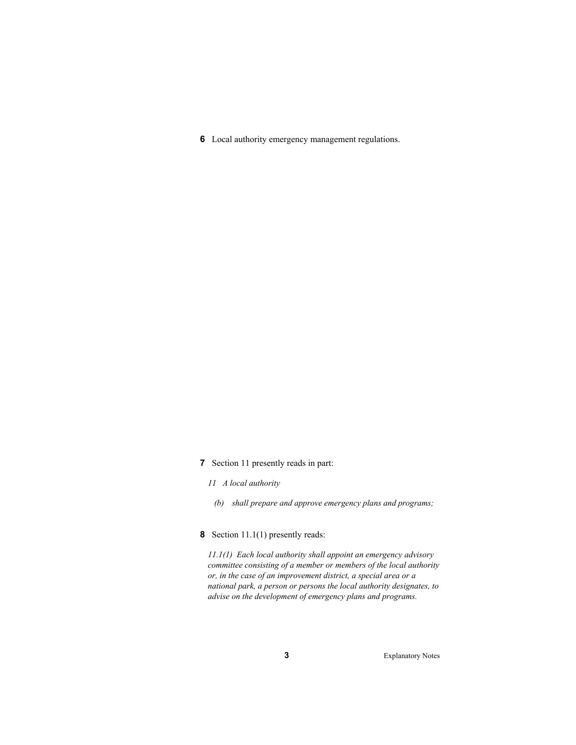**6** Local authority emergency management regulations.

**7** Section 11 presently reads in part:

*11 A local authority*

*(b) shall prepare and approve emergency plans and programs;*

**8** Section 11.1(1) presently reads:

*11.1(1) Each local authority shall appoint an emergency advisory committee consisting of a member or members of the local authority or, in the case of an improvement district, a special area or a national park, a person or persons the local authority designates, to advise on the development of emergency plans and programs.*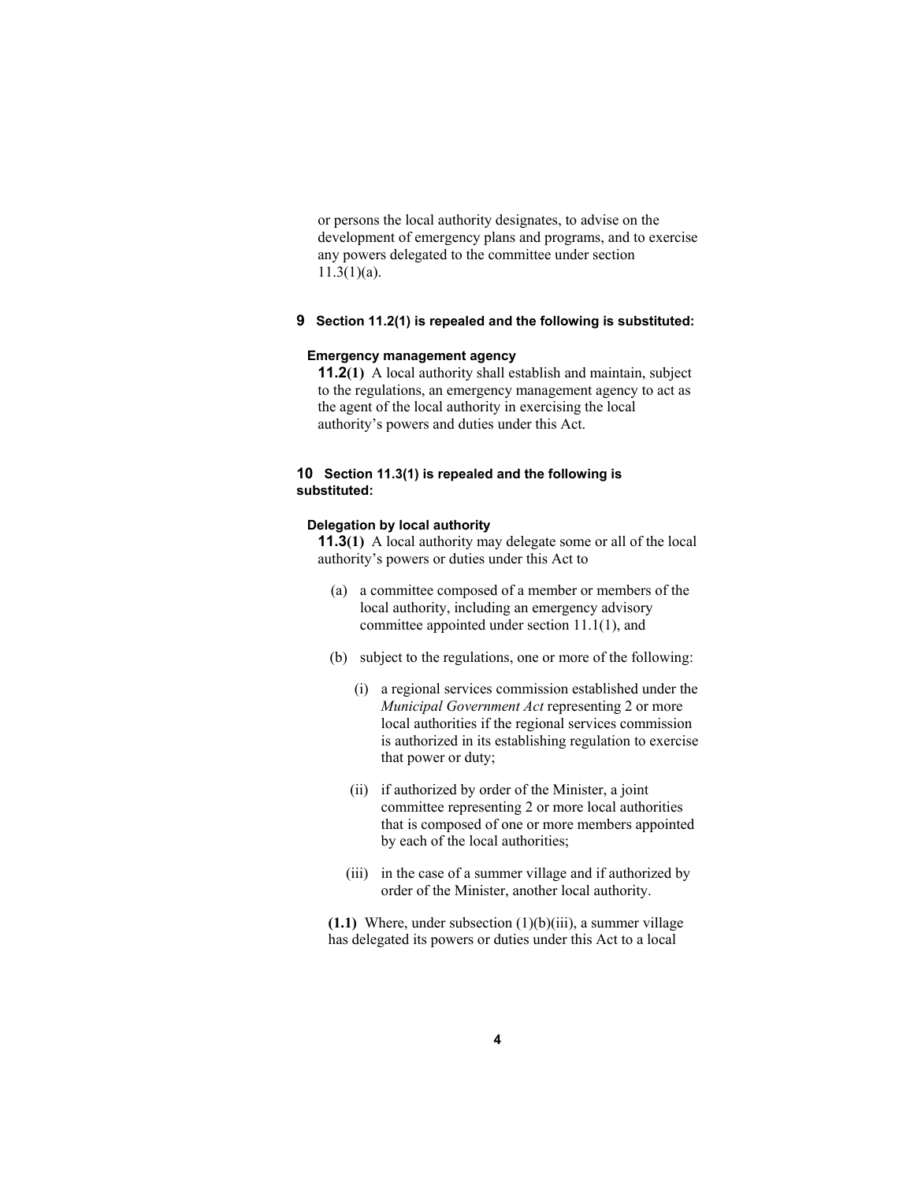or persons the local authority designates, to advise on the development of emergency plans and programs, and to exercise any powers delegated to the committee under section 11.3(1)(a).

**9 Section 11.2(1) is repealed and the following is substituted:**

**Emergency management agency**

**11.2(1)** A local authority shall establish and maintain, subject to the regulations, an emergency management agency to act as the agent of the local authority in exercising the local authority's powers and duties under this Act.

**10 Section 11.3(1) is repealed and the following is substituted:**

**Delegation by local authority**

**11.3(1)** A local authority may delegate some or all of the local authority's powers or duties under this Act to

(a) a committee composed of a member or members of the local authority, including an emergency advisory committee appointed under section 11.1(1), and

(b) subject to the regulations, one or more of the following:

(i) a regional services commission established under the *Municipal Government Act* representing 2 or more local authorities if the regional services commission is authorized in its establishing regulation to exercise that power or duty;

(ii) if authorized by order of the Minister, a joint committee representing 2 or more local authorities that is composed of one or more members appointed by each of the local authorities;

(iii) in the case of a summer village and if authorized by order of the Minister, another local authority.

**(1.1)** Where, under subsection (1)(b)(iii), a summer village has delegated its powers or duties under this Act to a local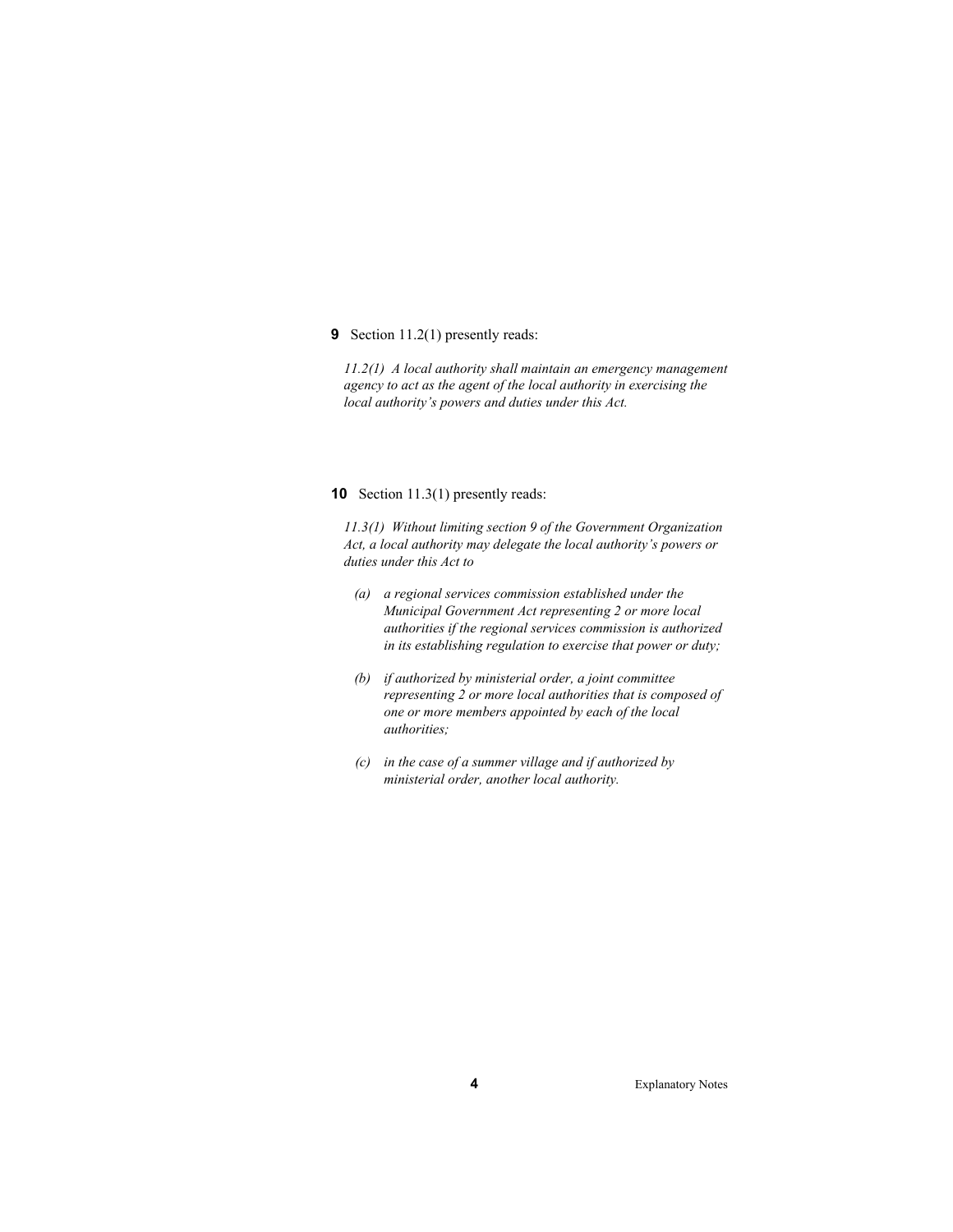**9** Section 11.2(1) presently reads:

*11.2(1) A local authority shall maintain an emergency management agency to act as the agent of the local authority in exercising the local authority's powers and duties under this Act.*

**10** Section 11.3(1) presently reads:

*11.3(1) Without limiting section 9 of the Government Organization Act, a local authority may delegate the local authority's powers or duties under this Act to*

- *(a) a regional services commission established under the Municipal Government Act representing 2 or more local authorities if the regional services commission is authorized in its establishing regulation to exercise that power or duty;*
- *(b) if authorized by ministerial order, a joint committee representing 2 or more local authorities that is composed of one or more members appointed by each of the local authorities;*
- *(c) in the case of a summer village and if authorized by ministerial order, another local authority.*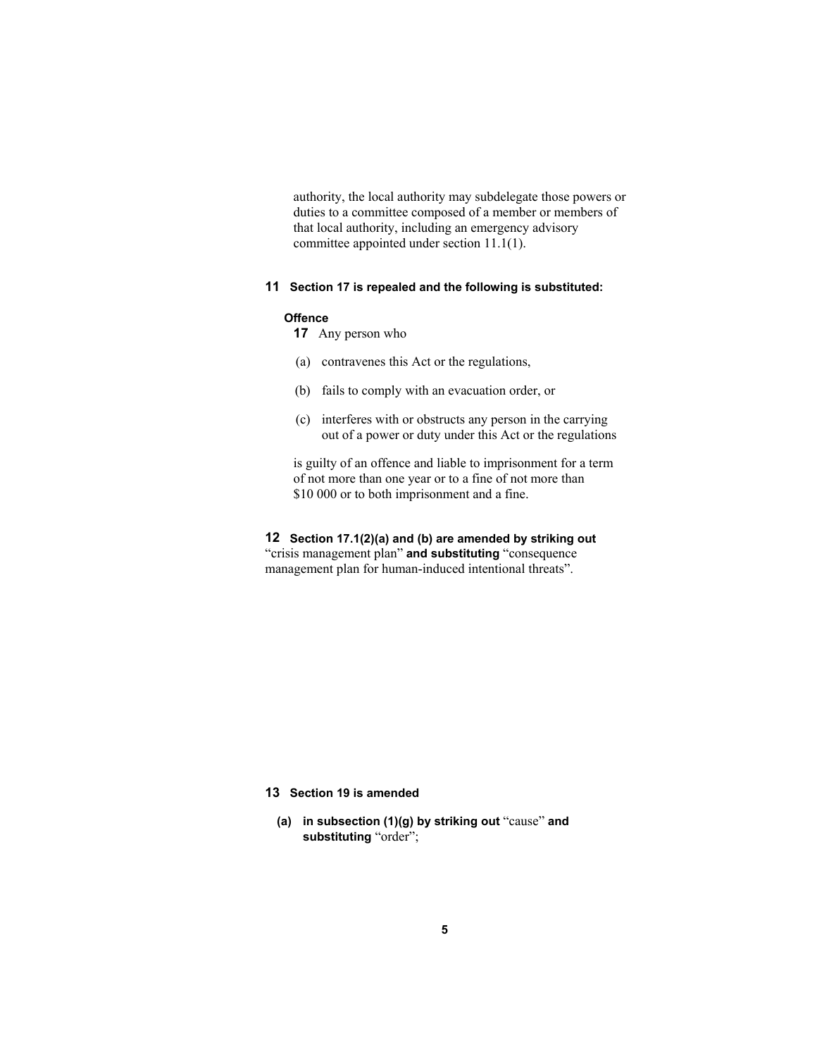authority, the local authority may subdelegate those powers or duties to a committee composed of a member or members of that local authority, including an emergency advisory committee appointed under section 11.1(1).

**11 Section 17 is repealed and the following is substituted:**

**Offence**

**17** Any person who

(a) contravenes this Act or the regulations,

(b) fails to comply with an evacuation order, or

(c) interferes with or obstructs any person in the carrying out of a power or duty under this Act or the regulations

is guilty of an offence and liable to imprisonment for a term of not more than one year or to a fine of not more than $10 000 or to both imprisonment and a fine.

**12 Section 17.1(2)(a) and (b) are amended by striking out** "crisis management plan" **and substituting** "consequence management plan for human-induced intentional threats".

**13 Section 19 is amended**

**(a) in subsection (1)(g) by striking out** "cause" **and substituting** "order";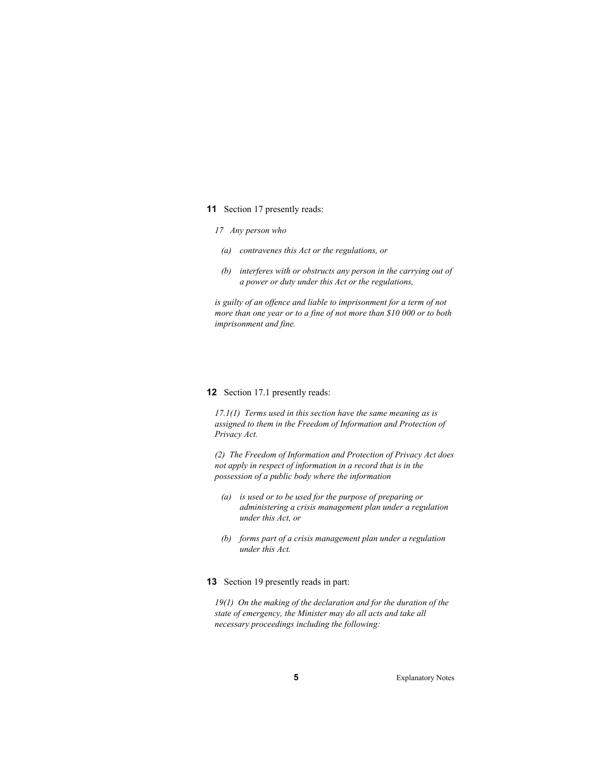**11** Section 17 presently reads:

*17 Any person who*

*(a) contravenes this Act or the regulations, or*

*(b) interferes with or obstructs any person in the carrying out of a power or duty under this Act or the regulations,*

*is guilty of an offence and liable to imprisonment for a term of not more than one year or to a fine of not more than $10 000 or to both imprisonment and fine.*

**12** Section 17.1 presently reads:

*17.1(1) Terms used in this section have the same meaning as is assigned to them in the Freedom of Information and Protection of Privacy Act.*

*(2) The Freedom of Information and Protection of Privacy Act does not apply in respect of information in a record that is in the possession of a public body where the information*

*(a) is used or to be used for the purpose of preparing or administering a crisis management plan under a regulation under this Act, or*

*(b) forms part of a crisis management plan under a regulation under this Act.*

**13** Section 19 presently reads in part:

*19(1) On the making of the declaration and for the duration of the state of emergency, the Minister may do all acts and take all necessary proceedings including the following:*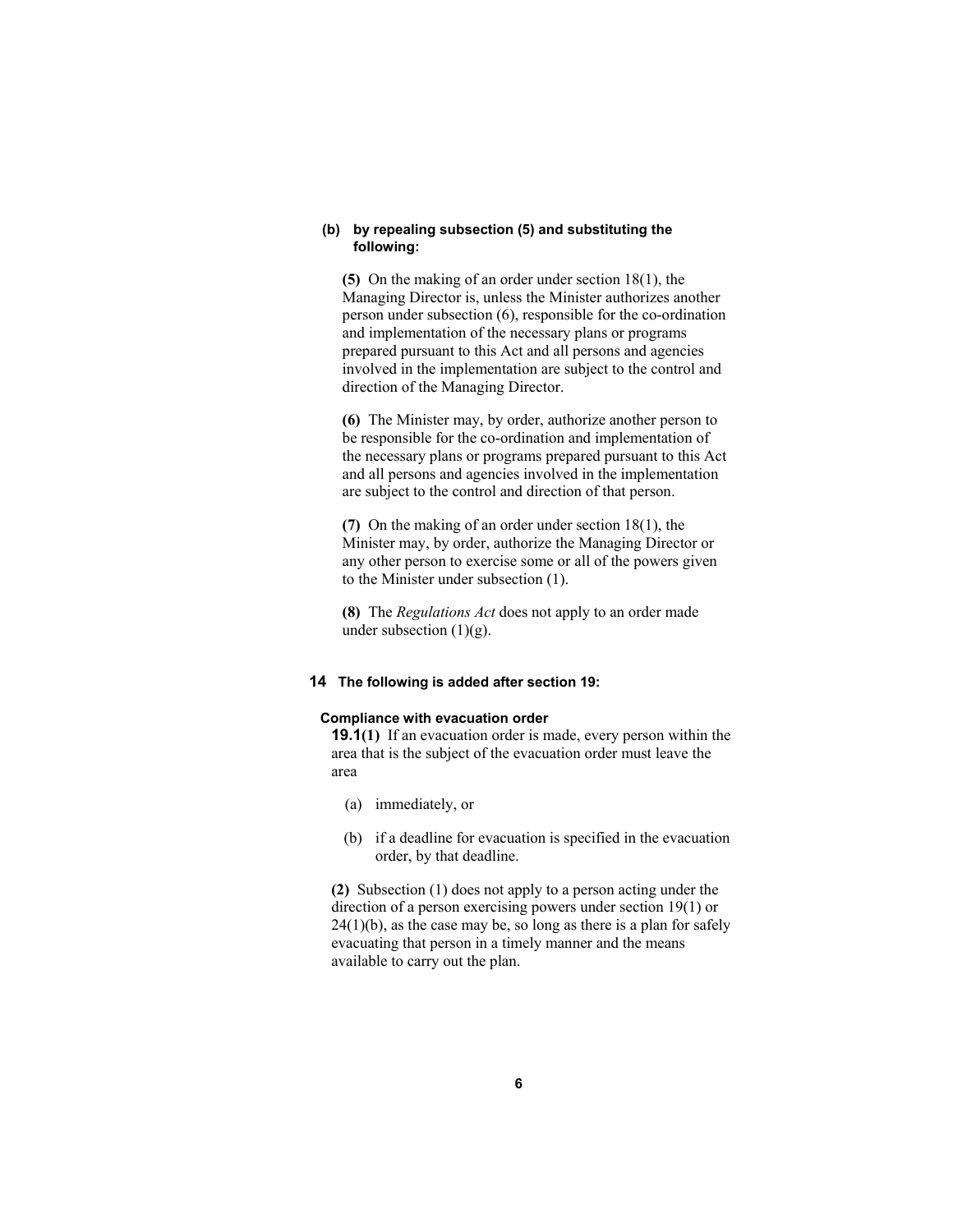**(b) by repealing subsection (5) and substituting the following:**

**(5)** On the making of an order under section 18(1), the Managing Director is, unless the Minister authorizes another person under subsection (6), responsible for the co-ordination and implementation of the necessary plans or programs prepared pursuant to this Act and all persons and agencies involved in the implementation are subject to the control and direction of the Managing Director.

**(6)** The Minister may, by order, authorize another person to be responsible for the co-ordination and implementation of the necessary plans or programs prepared pursuant to this Act and all persons and agencies involved in the implementation are subject to the control and direction of that person.

**(7)** On the making of an order under section 18(1), the Minister may, by order, authorize the Managing Director or any other person to exercise some or all of the powers given to the Minister under subsection (1).

**(8)** The *Regulations Act* does not apply to an order made under subsection (1)(g).

**14 The following is added after section 19:**

**Compliance with evacuation order**

**19.1(1)** If an evacuation order is made, every person within the area that is the subject of the evacuation order must leave the area

(a) immediately, or

(b) if a deadline for evacuation is specified in the evacuation order, by that deadline.

**(2)** Subsection (1) does not apply to a person acting under the direction of a person exercising powers under section 19(1) or 24(1)(b), as the case may be, so long as there is a plan for safely evacuating that person in a timely manner and the means available to carry out the plan.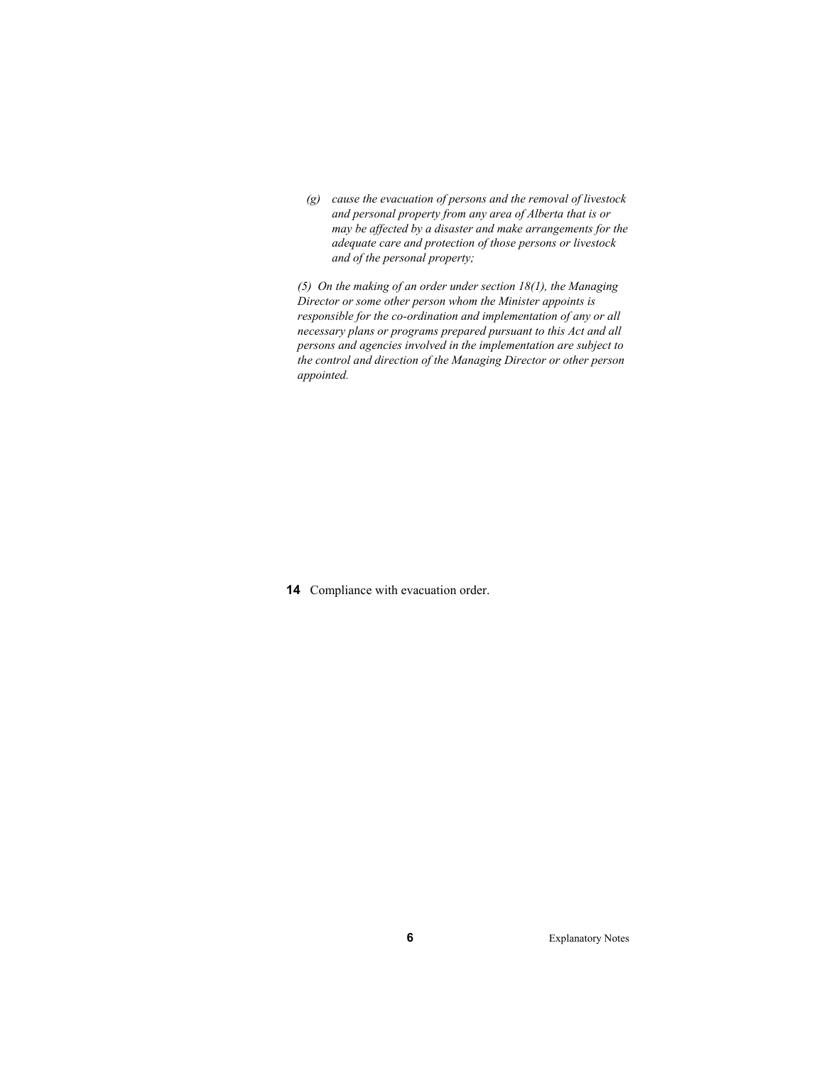*(g) cause the evacuation of persons and the removal of livestock and personal property from any area of Alberta that is or may be affected by a disaster and make arrangements for the adequate care and protection of those persons or livestock and of the personal property;*

*(5) On the making of an order under section 18(1), the Managing Director or some other person whom the Minister appoints is responsible for the co-ordination and implementation of any or all necessary plans or programs prepared pursuant to this Act and all persons and agencies involved in the implementation are subject to the control and direction of the Managing Director or other person appointed.*

**14** Compliance with evacuation order.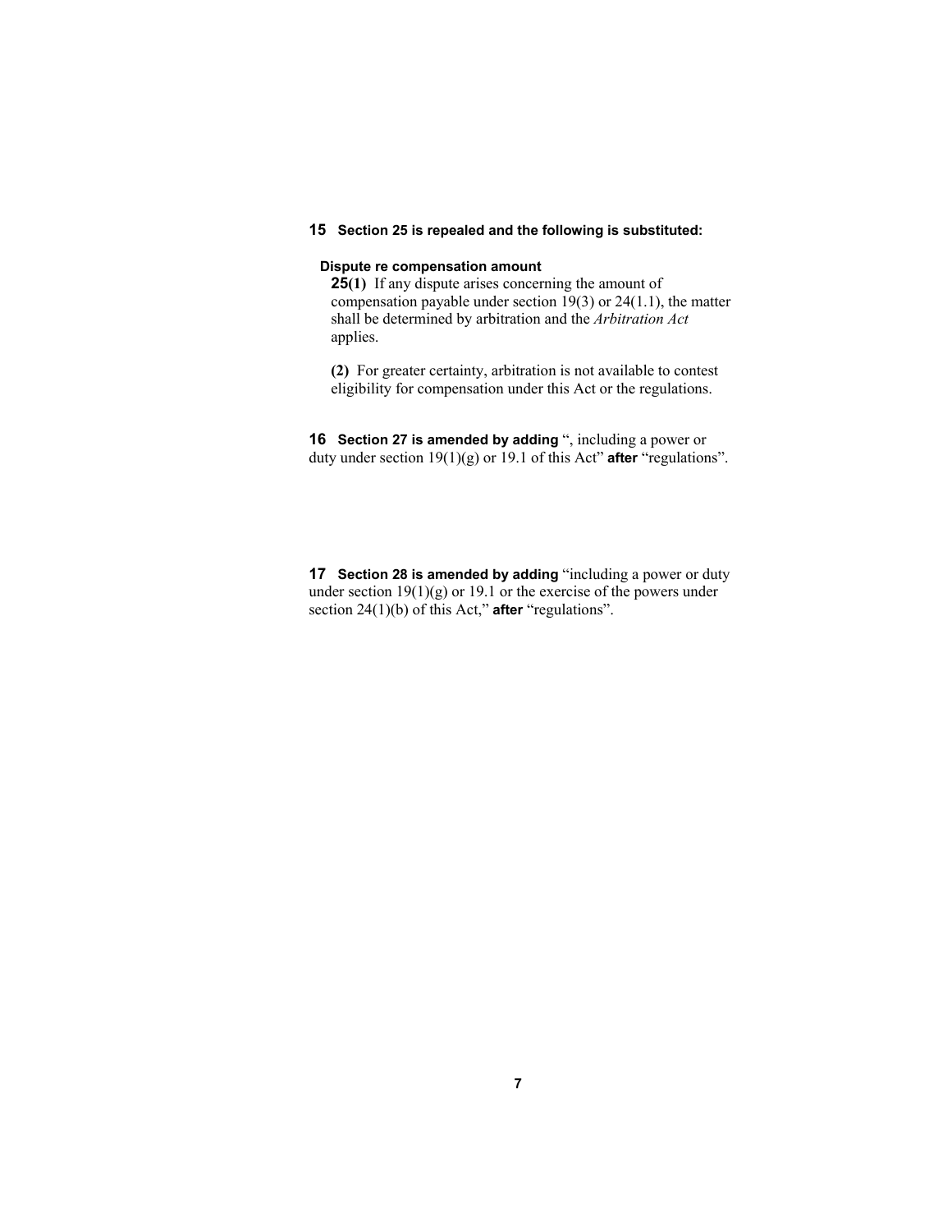**15** **Section 25 is repealed and the following is substituted:**

**Dispute re compensation amount**

**25(1)** If any dispute arises concerning the amount of compensation payable under section 19(3) or 24(1.1), the matter shall be determined by arbitration and the *Arbitration Act* applies.

**(2)** For greater certainty, arbitration is not available to contest eligibility for compensation under this Act or the regulations.

**16** **Section 27 is amended by adding** ", including a power or duty under section 19(1)(g) or 19.1 of this Act" **after** "regulations".

**17** **Section 28 is amended by adding** "including a power or duty under section 19(1)(g) or 19.1 or the exercise of the powers under section 24(1)(b) of this Act," **after** "regulations".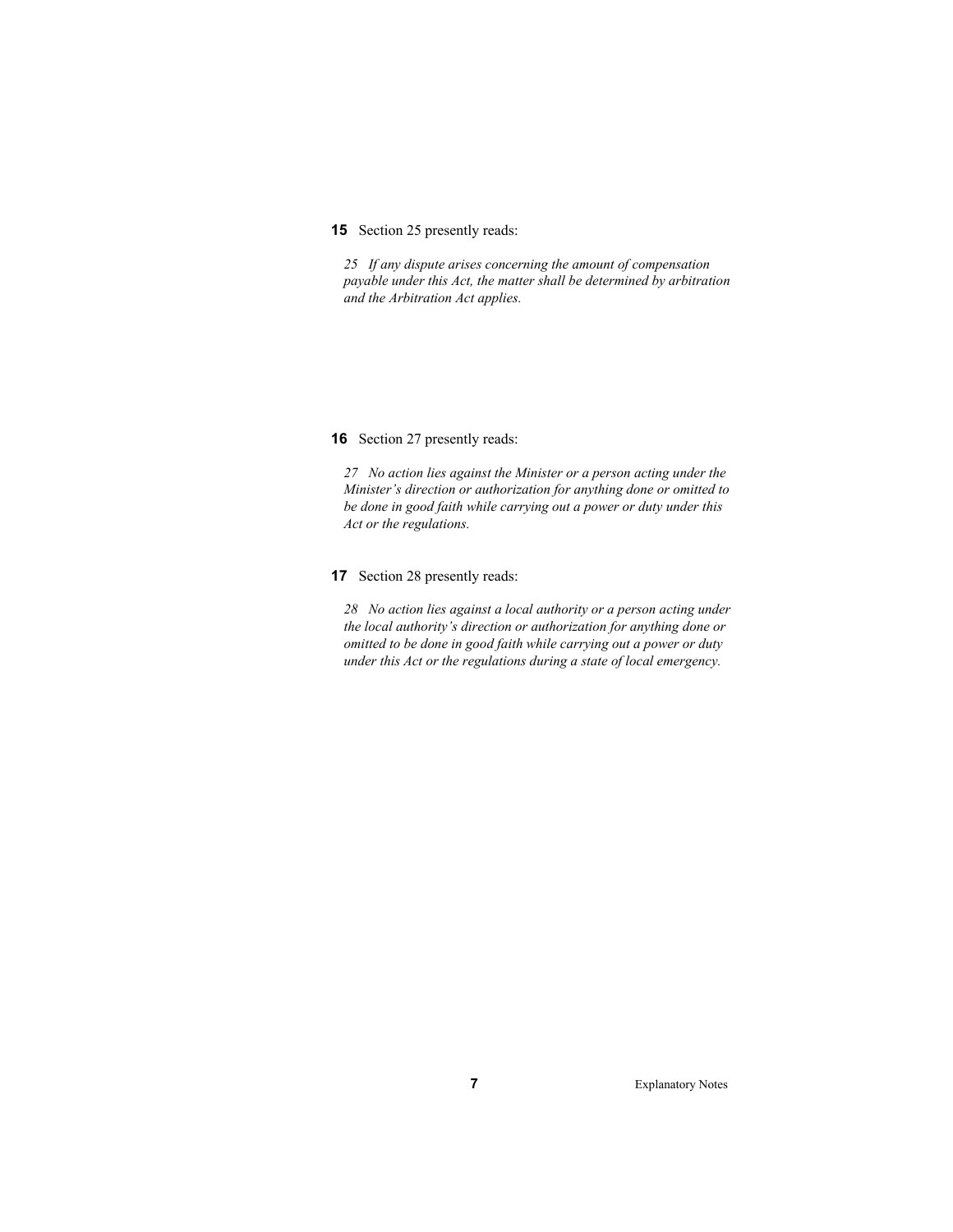**15** Section 25 presently reads:

*25 If any dispute arises concerning the amount of compensation payable under this Act, the matter shall be determined by arbitration and the Arbitration Act applies.*

**16** Section 27 presently reads:

*27 No action lies against the Minister or a person acting under the Minister's direction or authorization for anything done or omitted to be done in good faith while carrying out a power or duty under this Act or the regulations.*

**17** Section 28 presently reads:

*28 No action lies against a local authority or a person acting under the local authority's direction or authorization for anything done or omitted to be done in good faith while carrying out a power or duty under this Act or the regulations during a state of local emergency.*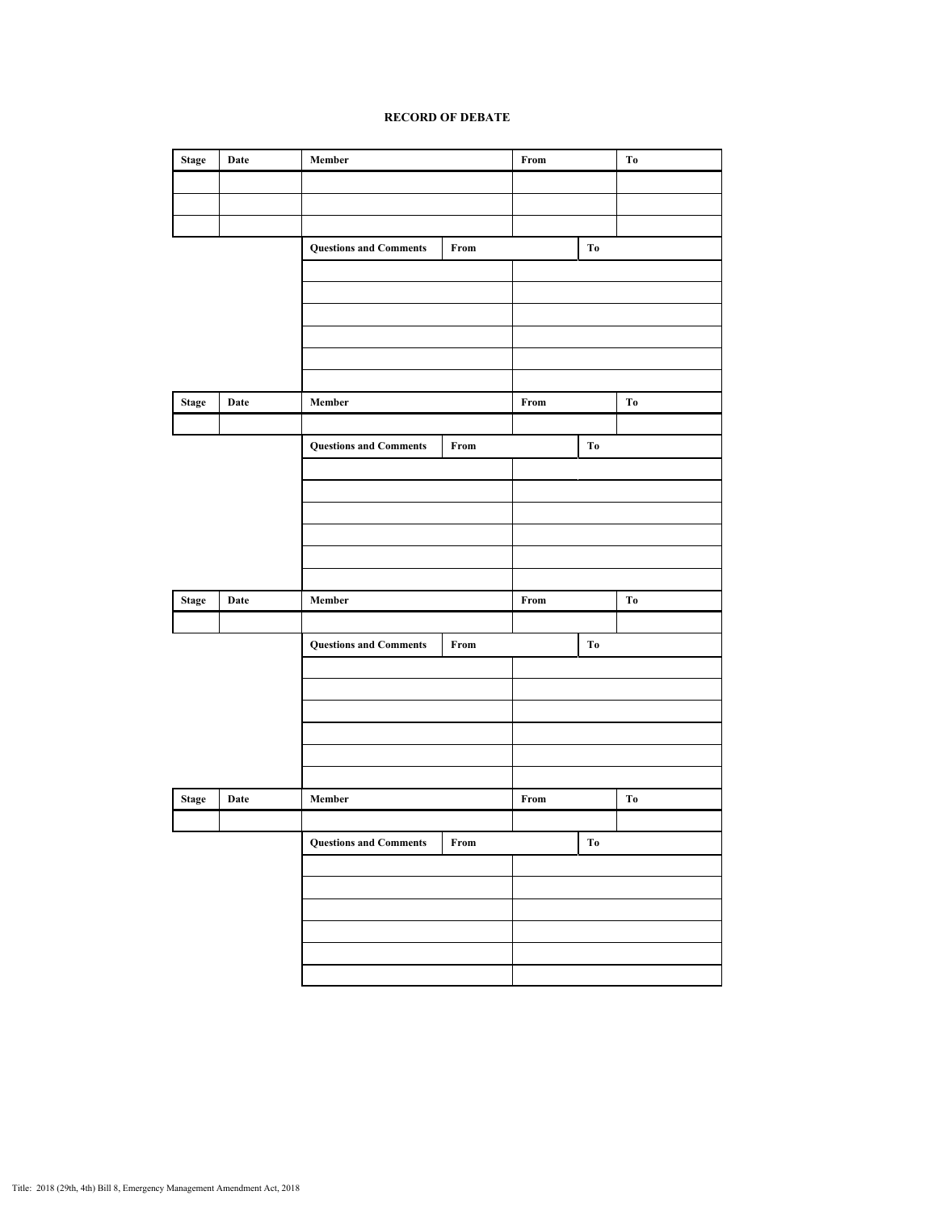**RECORD OF DEBATE**

| Stage | Date | Member | From | To |
|---|---|---|---|---|
| | | | | |
| | | | | |
| | | | | |

| Questions and Comments | From | To |
|---|---|---|
| | | |
| | | |
| | | |
| | | |
| | | |
| | | |

| Stage | Date | Member | From | To |
|---|---|---|---|---|
| | | | | |

| Questions and Comments | From | To |
|---|---|---|
| | | |
| | | |
| | | |
| | | |
| | | |
| | | |

| Stage | Date | Member | From | To |
|---|---|---|---|---|
| | | | | |

| Questions and Comments | From | To |
|---|---|---|
| | | |
| | | |
| | | |
| | | |
| | | |
| | | |

| Stage | Date | Member | From | To |
|---|---|---|---|---|
| | | | | |

| Questions and Comments | From | To |
|---|---|---|
| | | |
| | | |
| | | |
| | | |
| | | |
| | | |